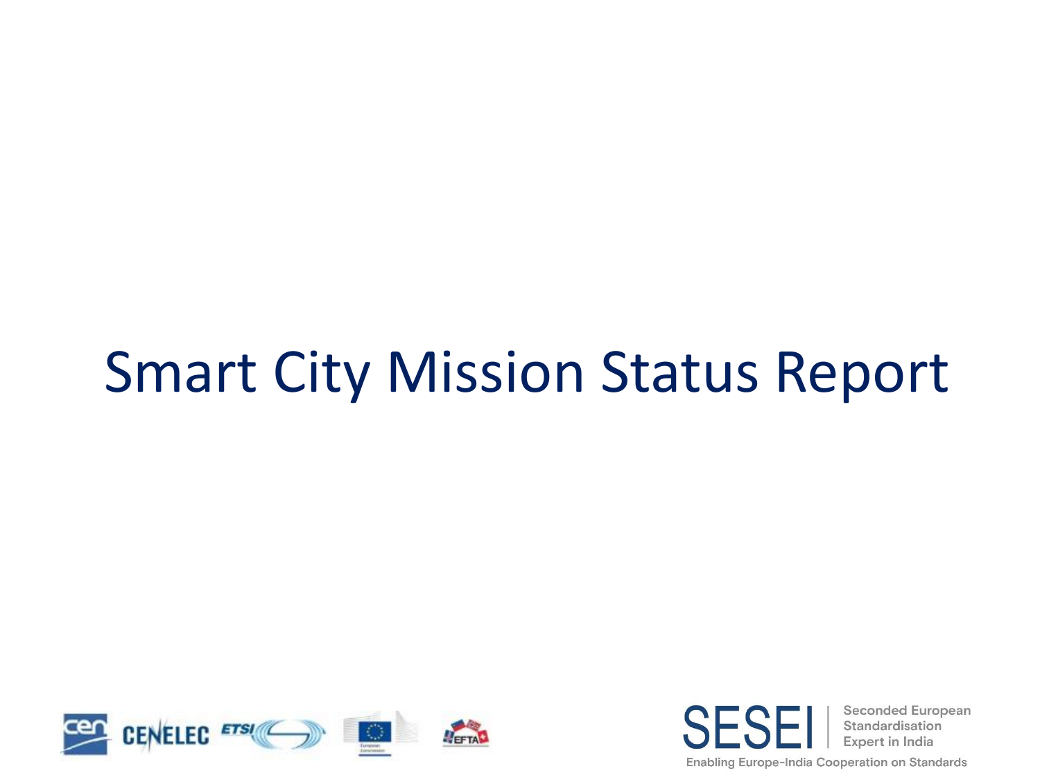# Smart City Mission Status Report

SESEI | Seconded European Standardisation Expert in India

Enabling Europe-India Cooperation on Standards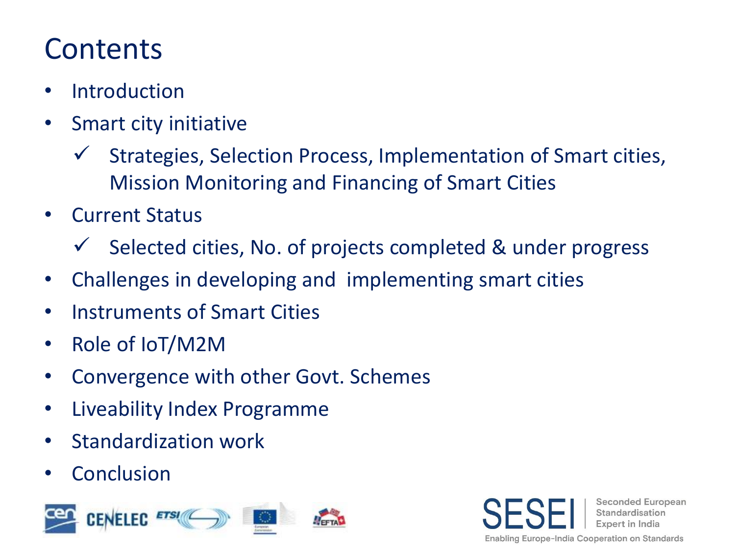# Contents

- Introduction
- Smart city initiative
  - ✓ Strategies, Selection Process, Implementation of Smart cities, Mission Monitoring and Financing of Smart Cities
- Current Status
  - ✓ Selected cities, No. of projects completed & under progress
- Challenges in developing and implementing smart cities
- Instruments of Smart Cities
- Role of IoT/M2M
- Convergence with other Govt. Schemes
- Liveability Index Programme
- Standardization work
- Conclusion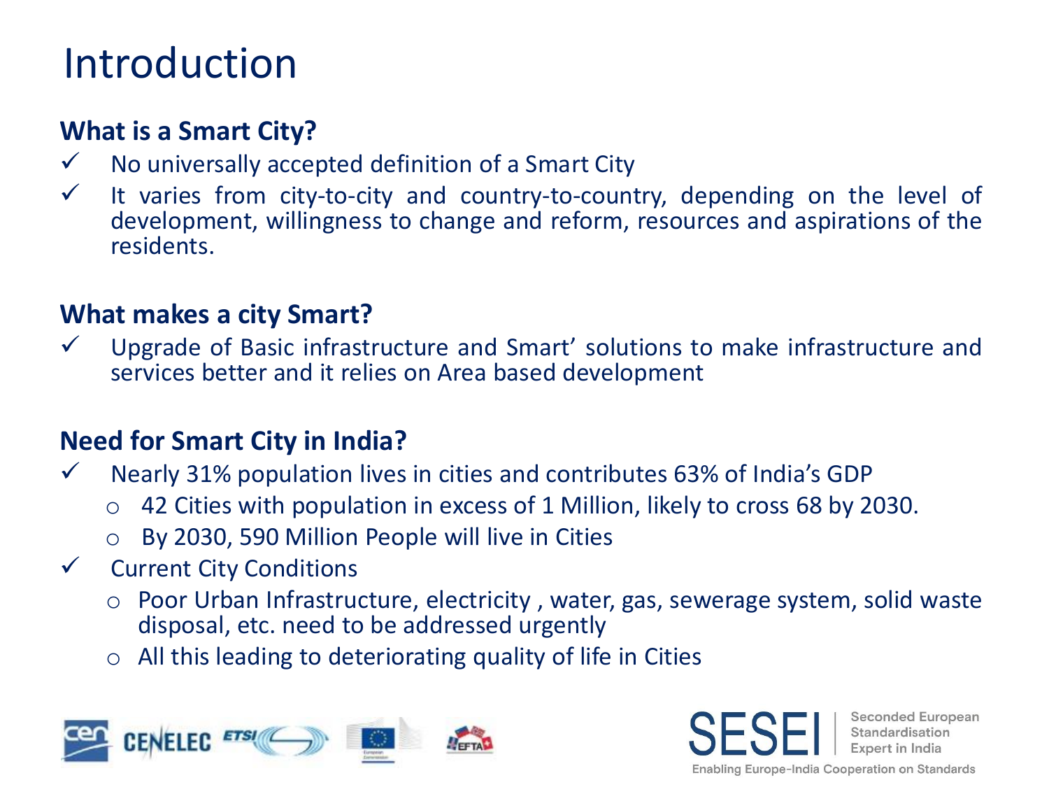# Introduction

### What is a Smart City?

- ✓ No universally accepted definition of a Smart City
- ✓ It varies from city-to-city and country-to-country, depending on the level of development, willingness to change and reform, resources and aspirations of the residents.

### What makes a city Smart?

- ✓ Upgrade of Basic infrastructure and Smart' solutions to make infrastructure and services better and it relies on Area based development

### Need for Smart City in India?

- ✓ Nearly 31% population lives in cities and contributes 63% of India's GDP
  - 42 Cities with population in excess of 1 Million, likely to cross 68 by 2030.
  - By 2030, 590 Million People will live in Cities
- ✓ Current City Conditions
  - Poor Urban Infrastructure, electricity , water, gas, sewerage system, solid waste disposal, etc. need to be addressed urgently
  - All this leading to deteriorating quality of life in Cities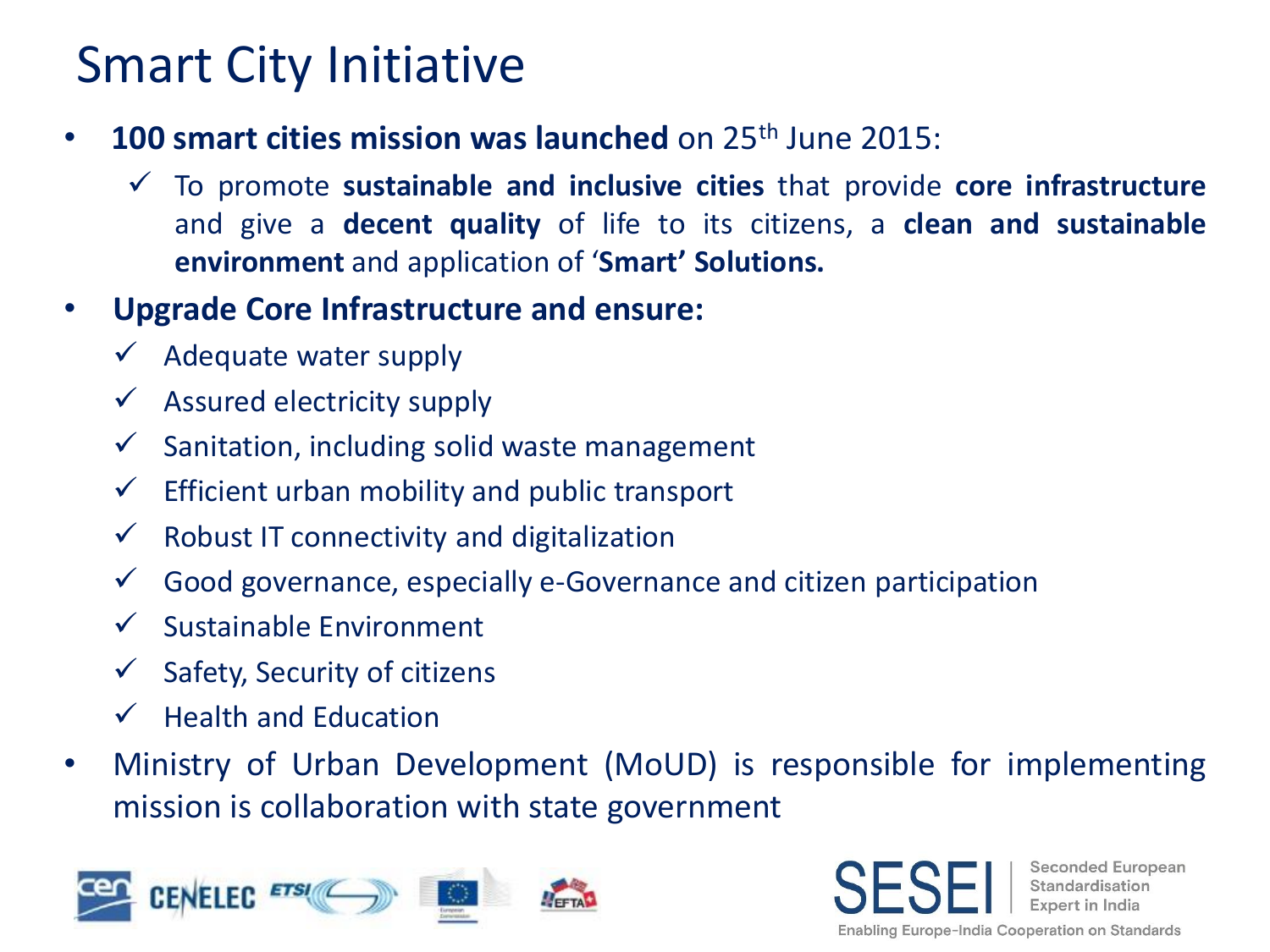# Smart City Initiative

- **100 smart cities mission was launched** on 25th June 2015:
  - ✓ To promote **sustainable and inclusive cities** that provide **core infrastructure** and give a **decent quality** of life to its citizens, a **clean and sustainable environment** and application of '**Smart' Solutions.**
- **Upgrade Core Infrastructure and ensure:**
  - ✓ Adequate water supply
  - ✓ Assured electricity supply
  - ✓ Sanitation, including solid waste management
  - ✓ Efficient urban mobility and public transport
  - ✓ Robust IT connectivity and digitalization
  - ✓ Good governance, especially e-Governance and citizen participation
  - ✓ Sustainable Environment
  - ✓ Safety, Security of citizens
  - ✓ Health and Education
- Ministry of Urban Development (MoUD) is responsible for implementing mission is collaboration with state government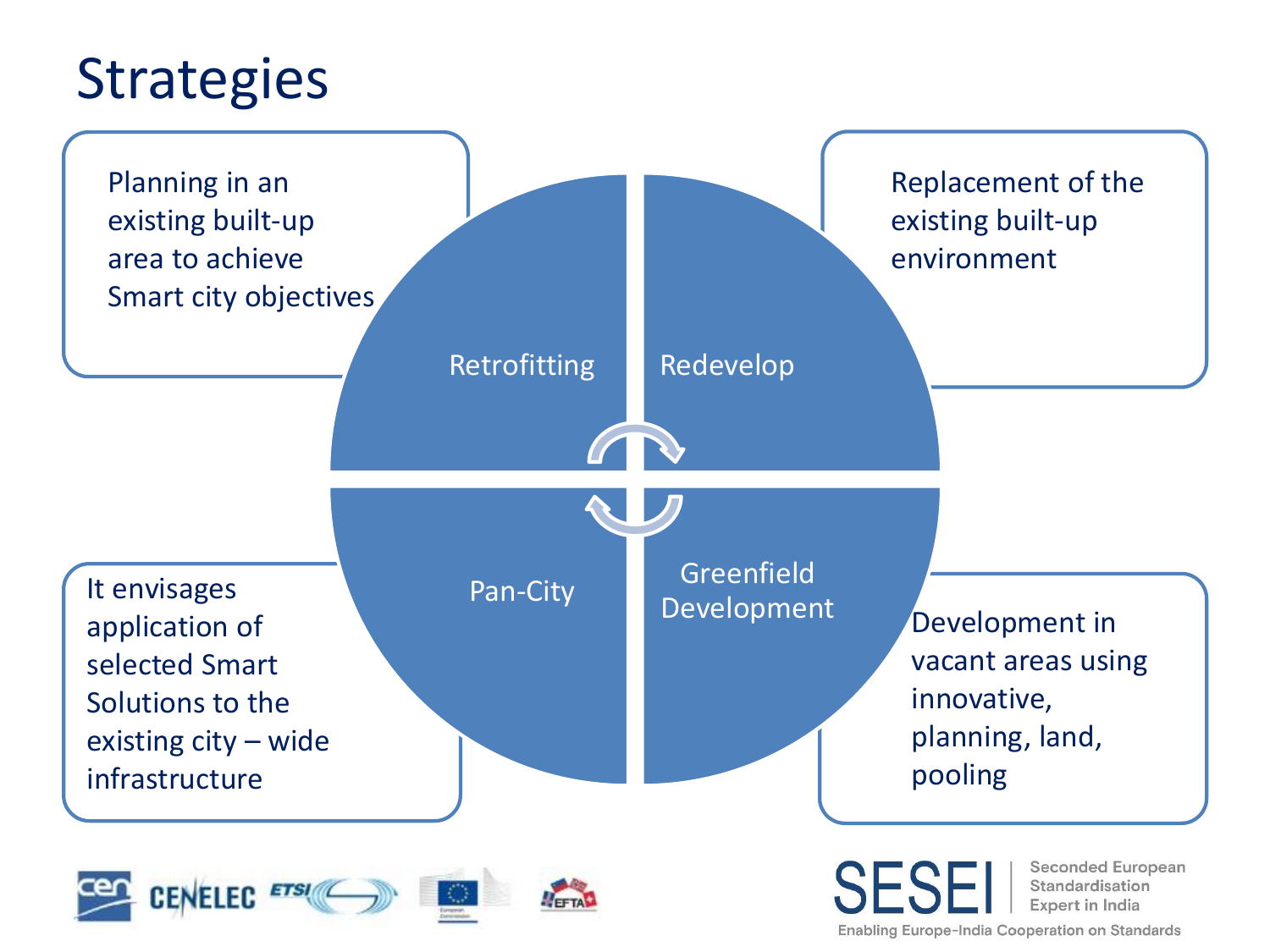# Strategies

**Retrofitting**
Planning in an existing built-up area to achieve Smart city objectives

**Redevelop**
Replacement of the existing built-up environment

**Pan-City**
It envisages application of selected Smart Solutions to the existing city – wide infrastructure

**Greenfield Development**
Development in vacant areas using innovative, planning, land, pooling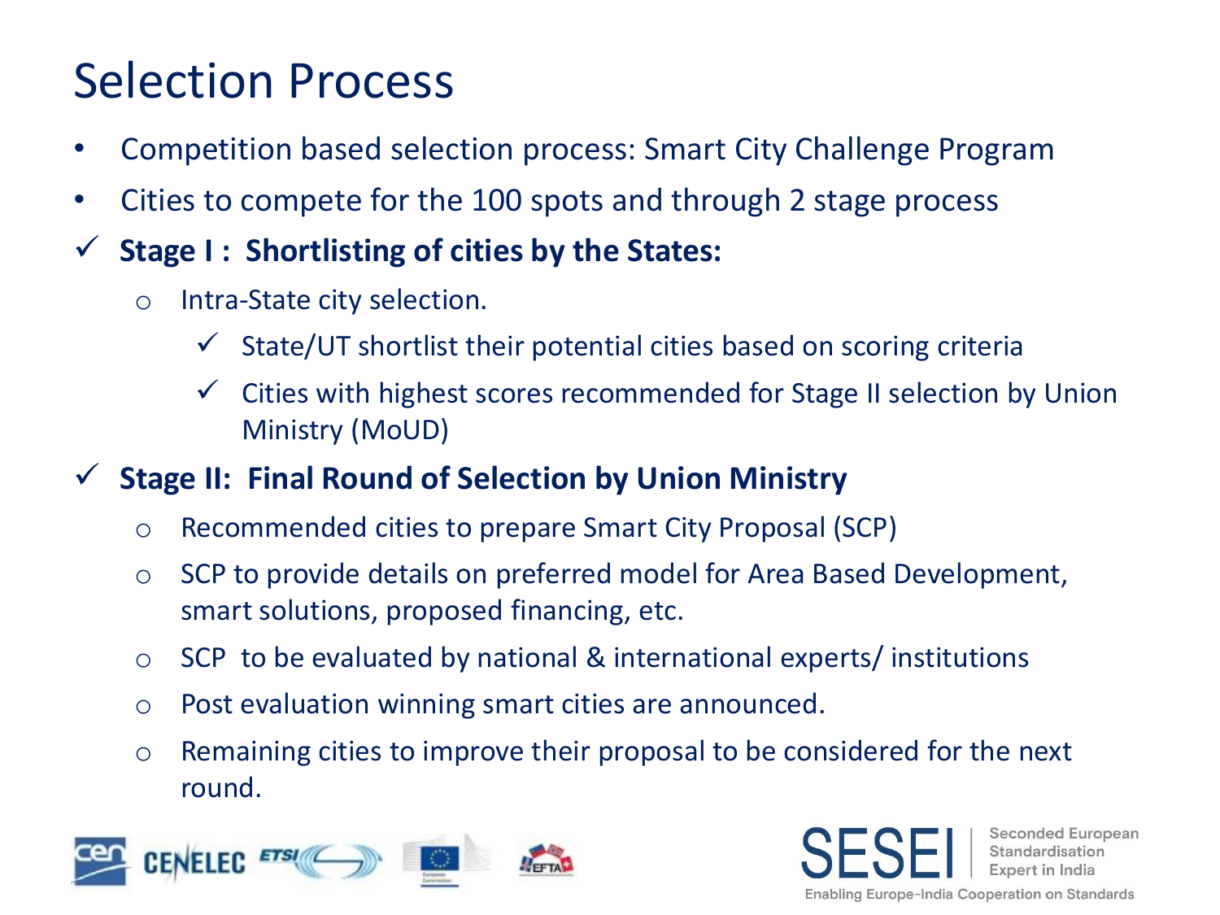# Selection Process

- Competition based selection process: Smart City Challenge Program
- Cities to compete for the 100 spots and through 2 stage process
- ✓ **Stage I : Shortlisting of cities by the States:**
  - Intra-State city selection.
    - ✓ State/UT shortlist their potential cities based on scoring criteria
    - ✓ Cities with highest scores recommended for Stage II selection by Union Ministry (MoUD)
- ✓ **Stage II: Final Round of Selection by Union Ministry**
  - Recommended cities to prepare Smart City Proposal (SCP)
  - SCP to provide details on preferred model for Area Based Development, smart solutions, proposed financing, etc.
  - SCP to be evaluated by national & international experts/ institutions
  - Post evaluation winning smart cities are announced.
  - Remaining cities to improve their proposal to be considered for the next round.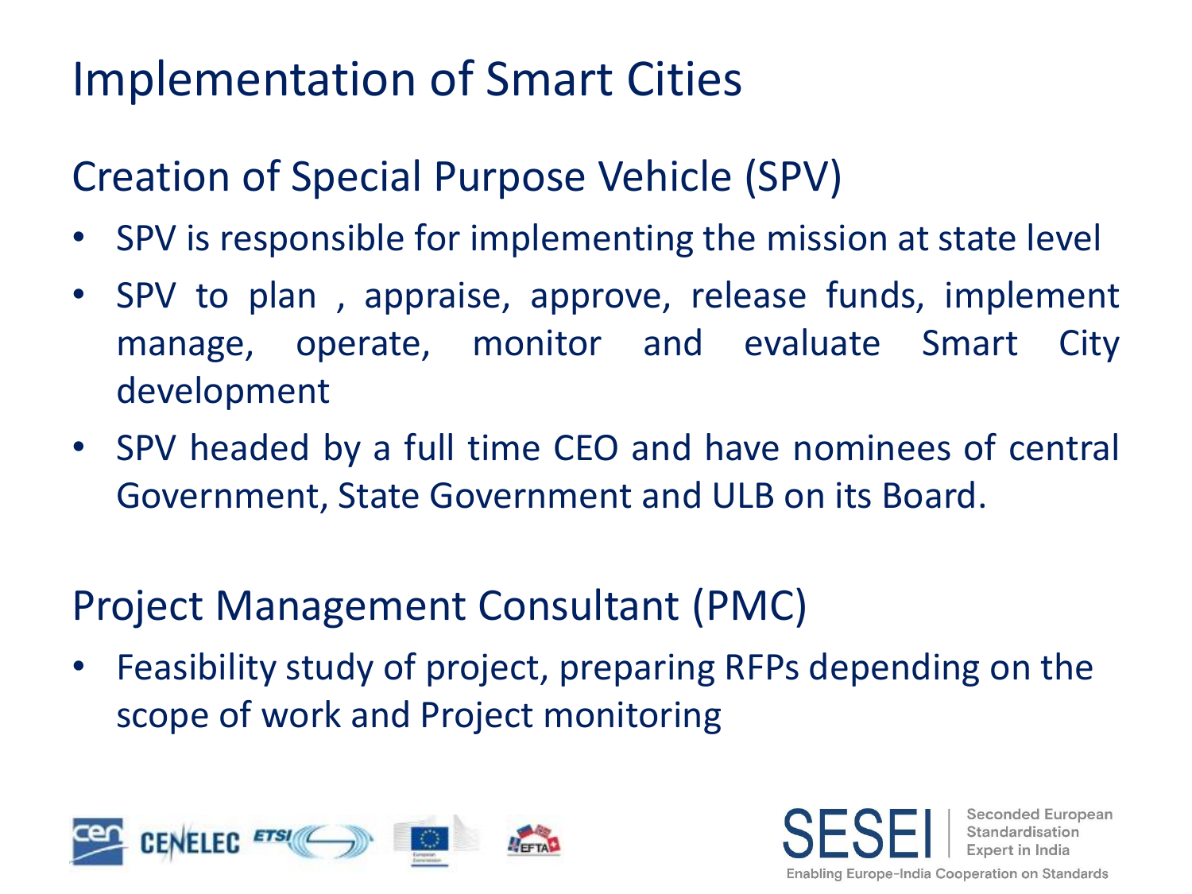# Implementation of Smart Cities

## Creation of Special Purpose Vehicle (SPV)

- SPV is responsible for implementing the mission at state level
- SPV to plan , appraise, approve, release funds, implement manage, operate, monitor and evaluate Smart City development
- SPV headed by a full time CEO and have nominees of central Government, State Government and ULB on its Board.

## Project Management Consultant (PMC)

- Feasibility study of project, preparing RFPs depending on the scope of work and Project monitoring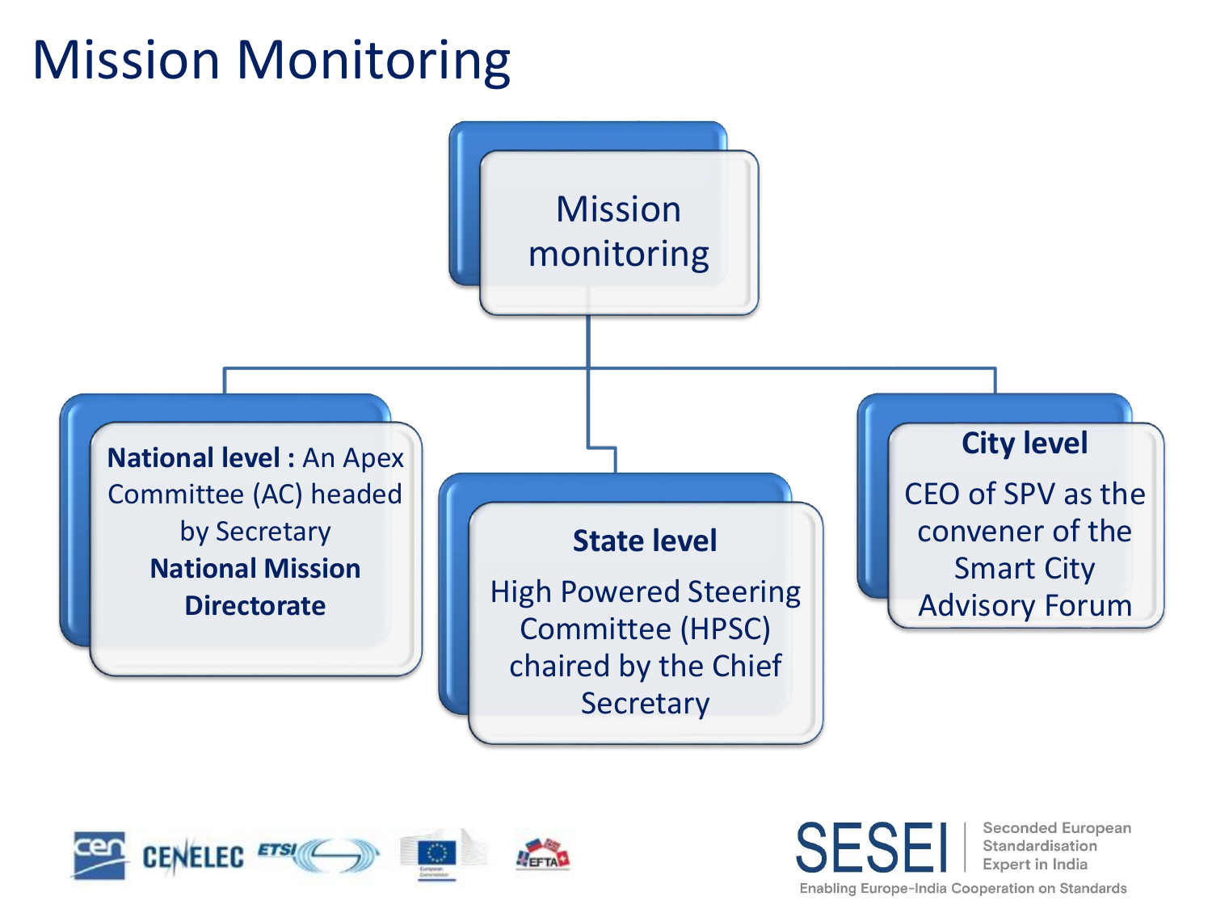# Mission Monitoring

Mission monitoring

- **National level :** An Apex Committee (AC) headed by Secretary **National Mission Directorate**
- **State level**
  High Powered Steering Committee (HPSC) chaired by the Chief Secretary
- **City level**
  CEO of SPV as the convener of the Smart City Advisory Forum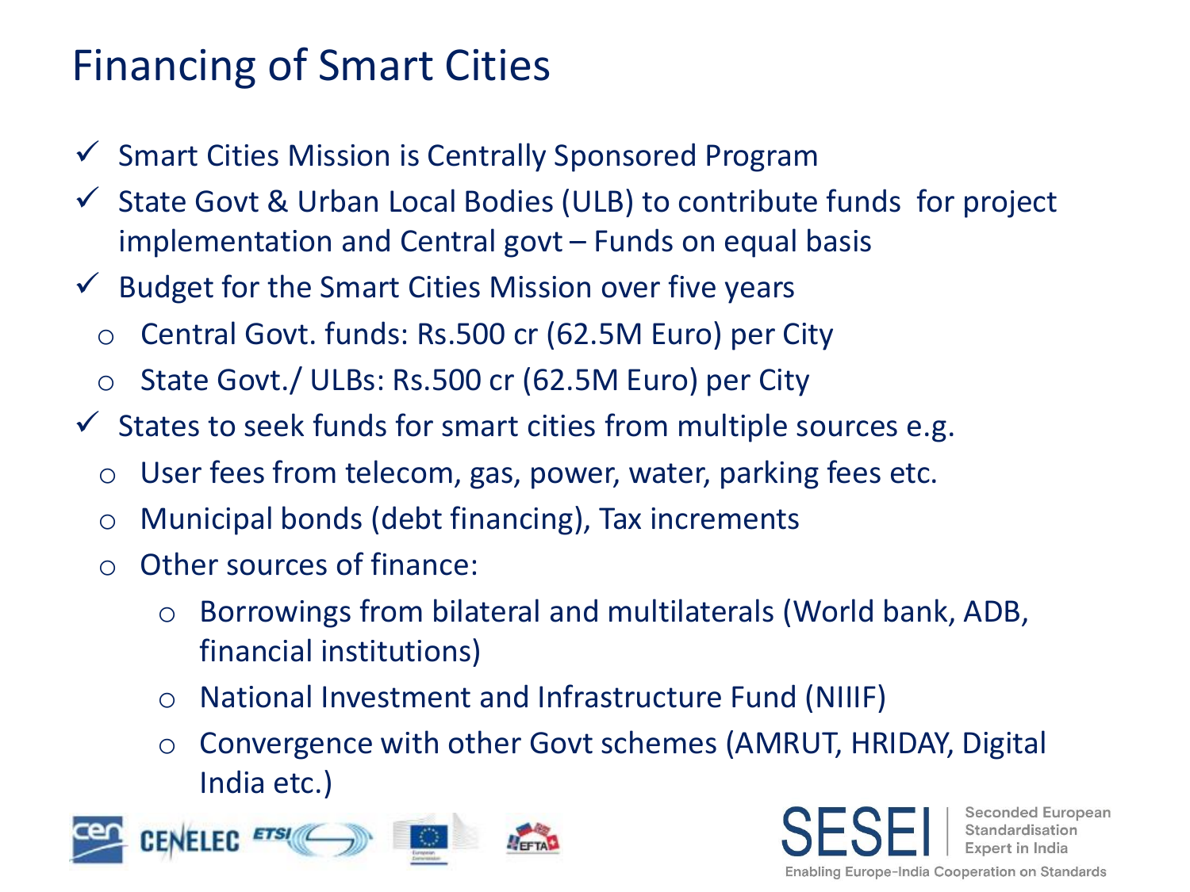# Financing of Smart Cities

- ✓ Smart Cities Mission is Centrally Sponsored Program
- ✓ State Govt & Urban Local Bodies (ULB) to contribute funds for project implementation and Central govt – Funds on equal basis
- ✓ Budget for the Smart Cities Mission over five years
  - Central Govt. funds: Rs.500 cr (62.5M Euro) per City
  - State Govt./ ULBs: Rs.500 cr (62.5M Euro) per City
- ✓ States to seek funds for smart cities from multiple sources e.g.
  - User fees from telecom, gas, power, water, parking fees etc.
  - Municipal bonds (debt financing), Tax increments
  - Other sources of finance:
    - Borrowings from bilateral and multilaterals (World bank, ADB, financial institutions)
    - National Investment and Infrastructure Fund (NIIIF)
    - Convergence with other Govt schemes (AMRUT, HRIDAY, Digital India etc.)

SESEI | Seconded European Standardisation Expert in India

Enabling Europe-India Cooperation on Standards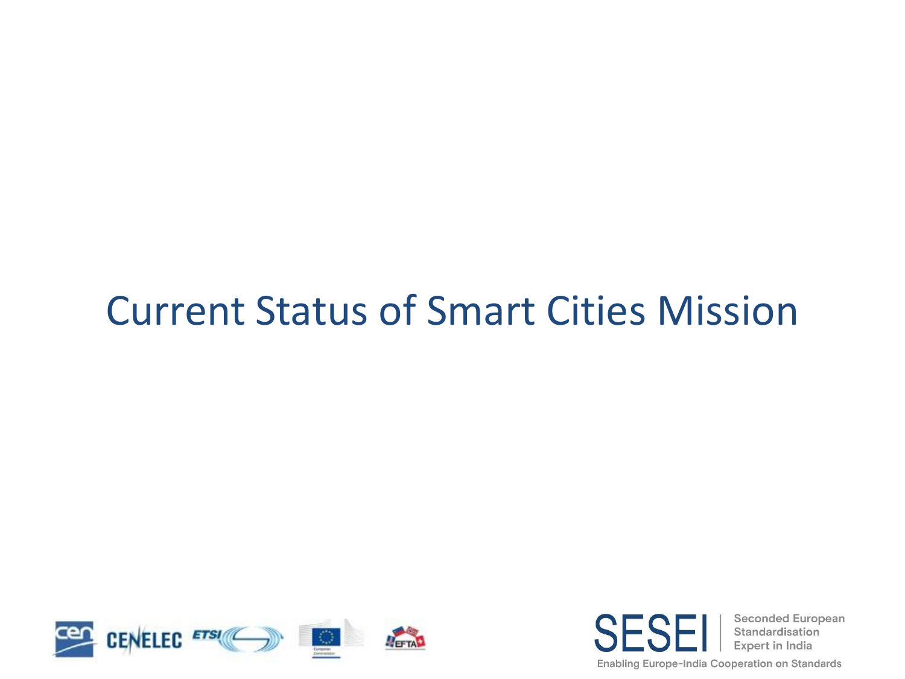# Current Status of Smart Cities Mission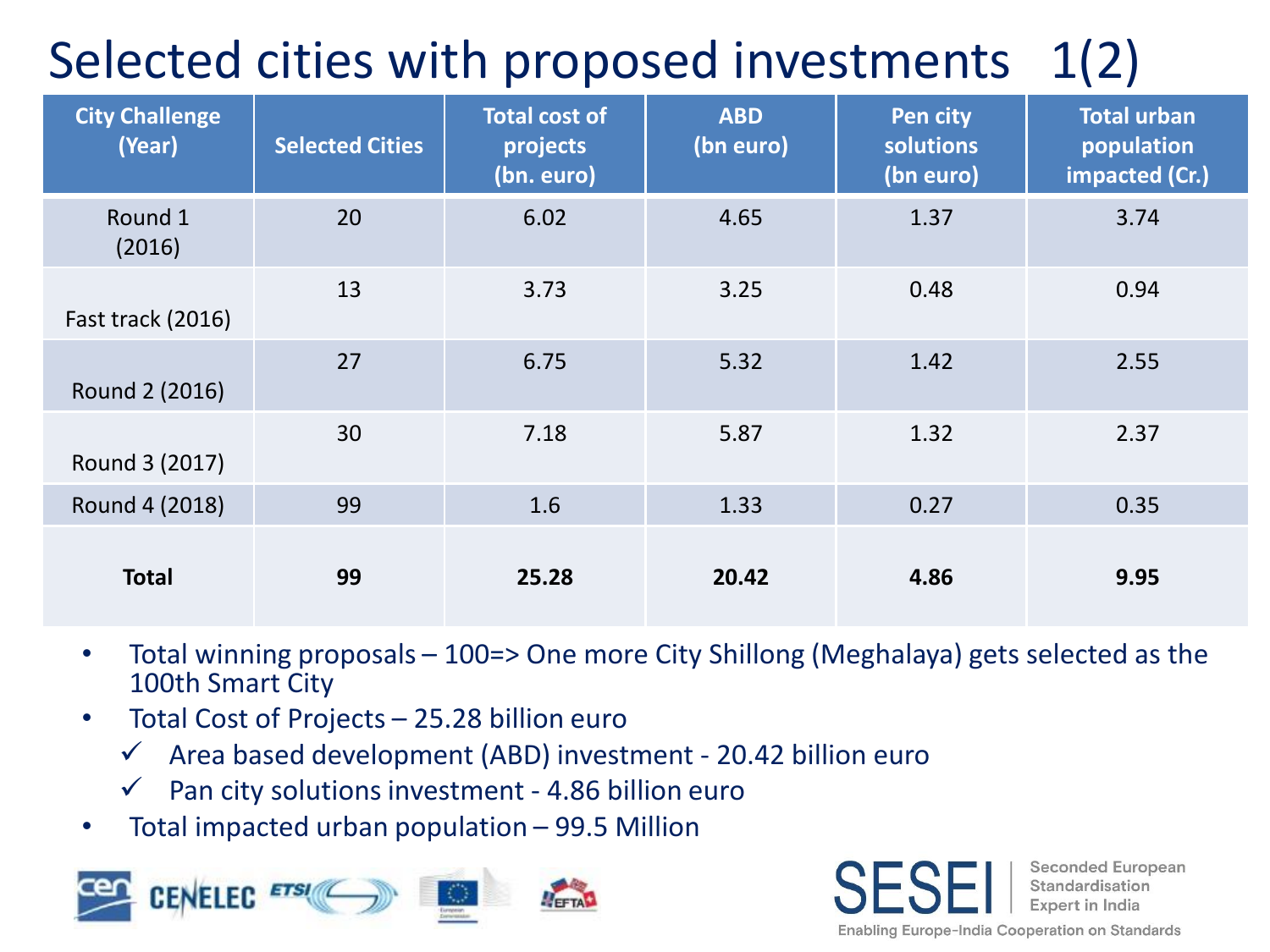# Selected cities with proposed investments 1(2)

| City Challenge (Year) | Selected Cities | Total cost of projects (bn. euro) | ABD (bn euro) | Pen city solutions (bn euro) | Total urban population impacted (Cr.) |
|---|---|---|---|---|---|
| Round 1 (2016) | 20 | 6.02 | 4.65 | 1.37 | 3.74 |
| Fast track (2016) | 13 | 3.73 | 3.25 | 0.48 | 0.94 |
| Round 2 (2016) | 27 | 6.75 | 5.32 | 1.42 | 2.55 |
| Round 3 (2017) | 30 | 7.18 | 5.87 | 1.32 | 2.37 |
| Round 4 (2018) | 99 | 1.6 | 1.33 | 0.27 | 0.35 |
| **Total** | **99** | **25.28** | **20.42** | **4.86** | **9.95** |

- Total winning proposals – 100=> One more City Shillong (Meghalaya) gets selected as the 100th Smart City
- Total Cost of Projects – 25.28 billion euro
  - ✓ Area based development (ABD) investment - 20.42 billion euro
  - ✓ Pan city solutions investment - 4.86 billion euro
- Total impacted urban population – 99.5 Million

SESEI | Seconded European Standardisation Expert in India

Enabling Europe-India Cooperation on Standards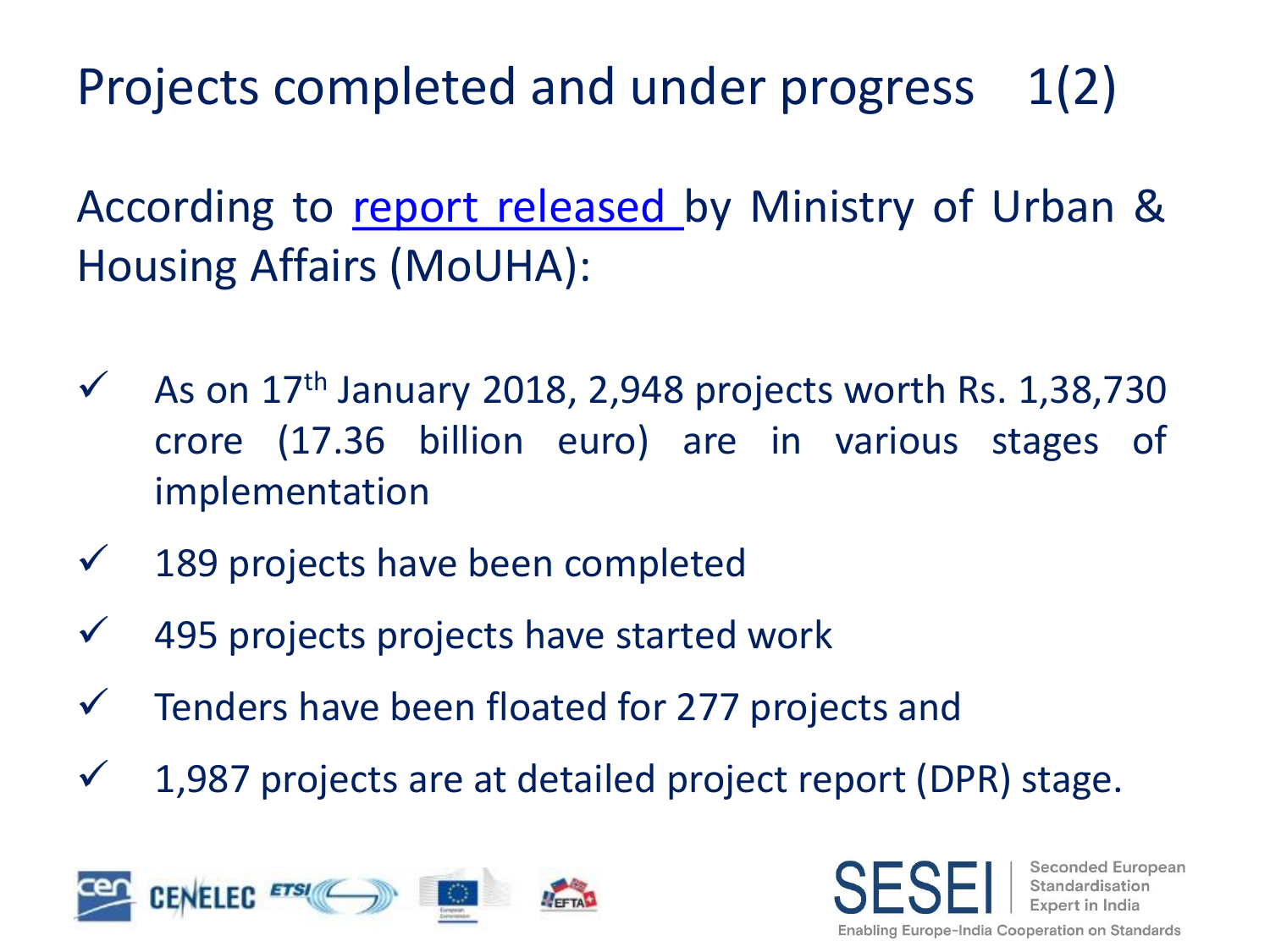# Projects completed and under progress 1(2)

According to [report released](#) by Ministry of Urban & Housing Affairs (MoUHA):

- ✓ As on 17th January 2018, 2,948 projects worth Rs. 1,38,730 crore (17.36 billion euro) are in various stages of implementation
- ✓ 189 projects have been completed
- ✓ 495 projects projects have started work
- ✓ Tenders have been floated for 277 projects and
- ✓ 1,987 projects are at detailed project report (DPR) stage.

SESEI Seconded European Standardisation Expert in India

Enabling Europe-India Cooperation on Standards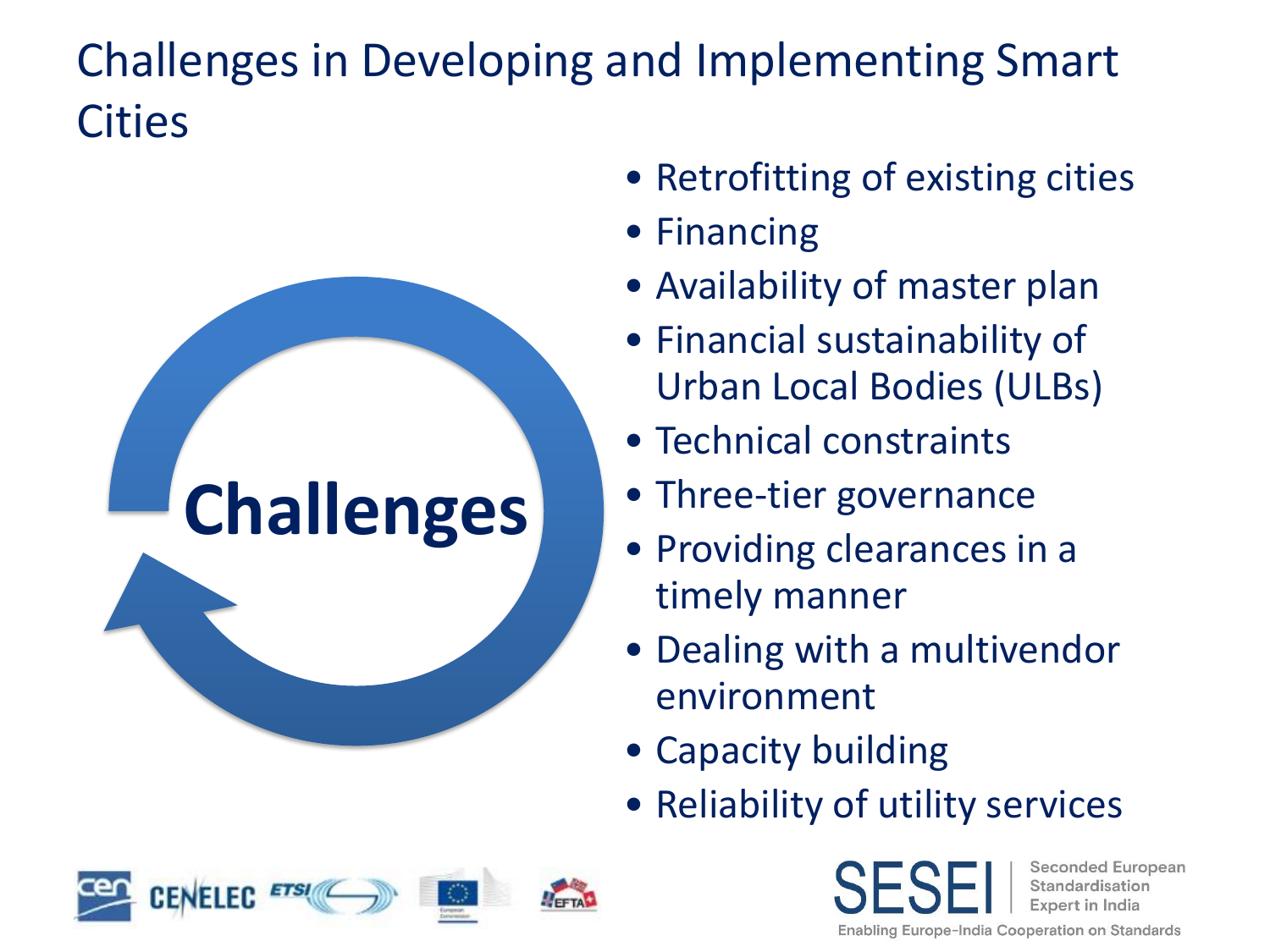# Challenges in Developing and Implementing Smart Cities

Challenges

- Retrofitting of existing cities
- Financing
- Availability of master plan
- Financial sustainability of Urban Local Bodies (ULBs)
- Technical constraints
- Three-tier governance
- Providing clearances in a timely manner
- Dealing with a multivendor environment
- Capacity building
- Reliability of utility services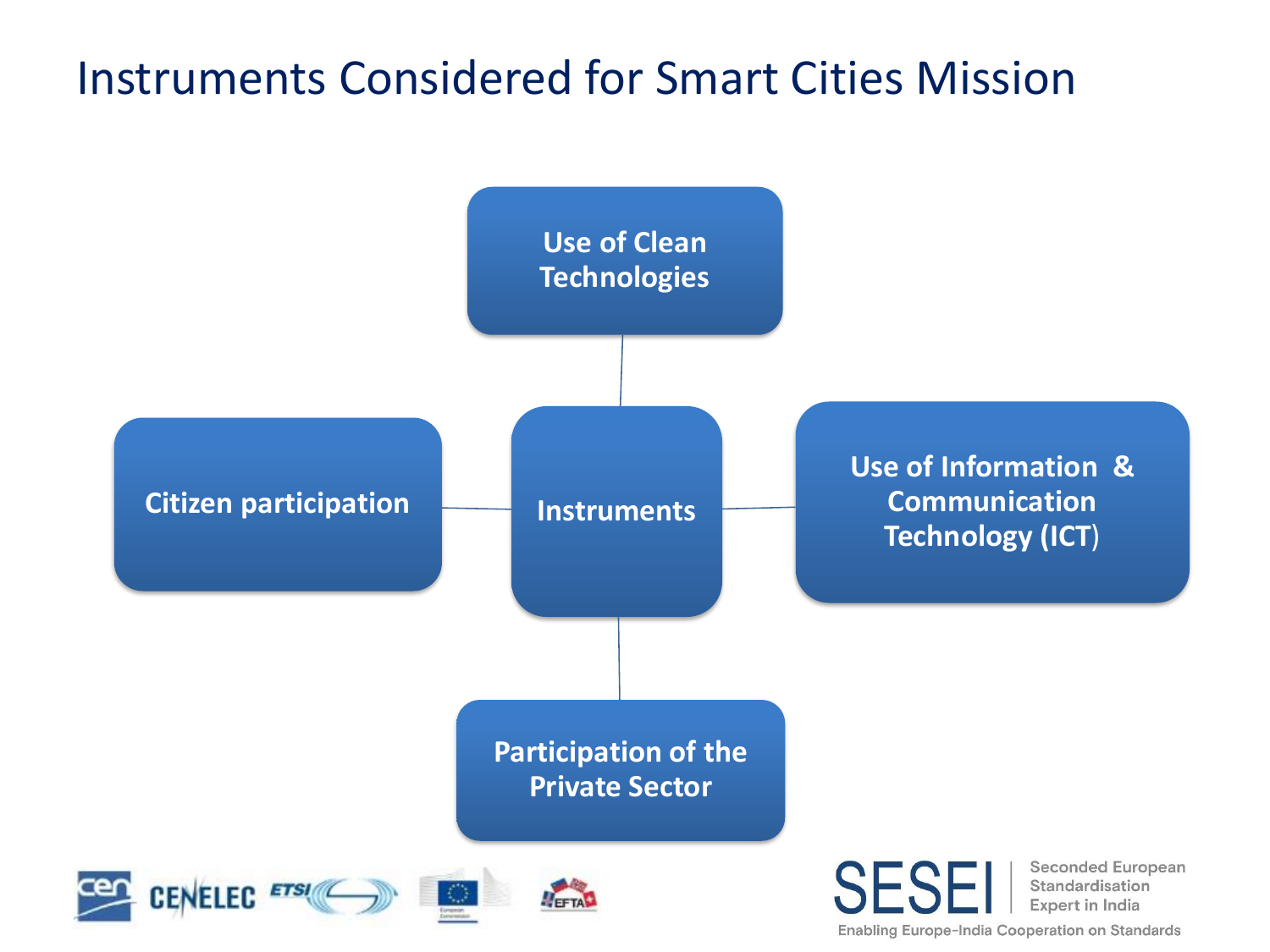# Instruments Considered for Smart Cities Mission

- **Instruments**
  - Use of Clean Technologies
  - Citizen participation
  - Use of Information & Communication Technology (ICT)
  - Participation of the Private Sector

SESEI | Seconded European Standardisation Expert in India

Enabling Europe-India Cooperation on Standards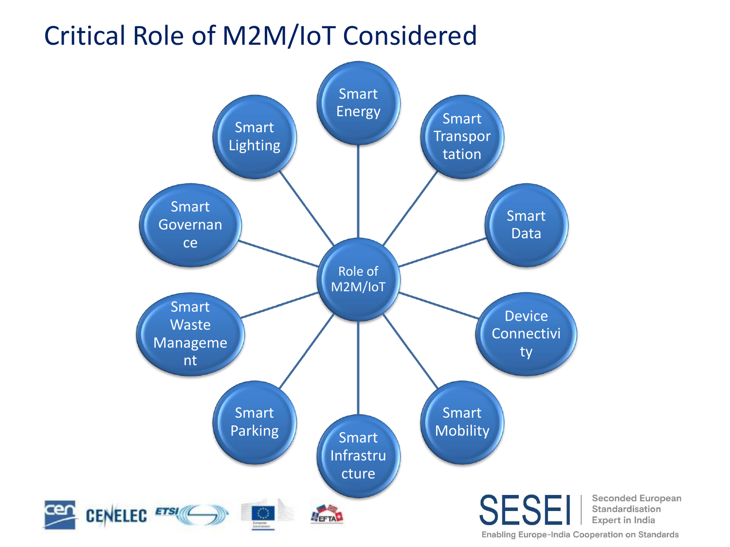# Critical Role of M2M/IoT Considered

Role of M2M/IoT

- Smart Energy
- Smart Transportation
- Smart Data
- Device Connectivity
- Smart Mobility
- Smart Infrastructure
- Smart Parking
- Smart Waste Management
- Smart Governance
- Smart Lighting

SESEI — Seconded European Standardisation Expert in India

Enabling Europe-India Cooperation on Standards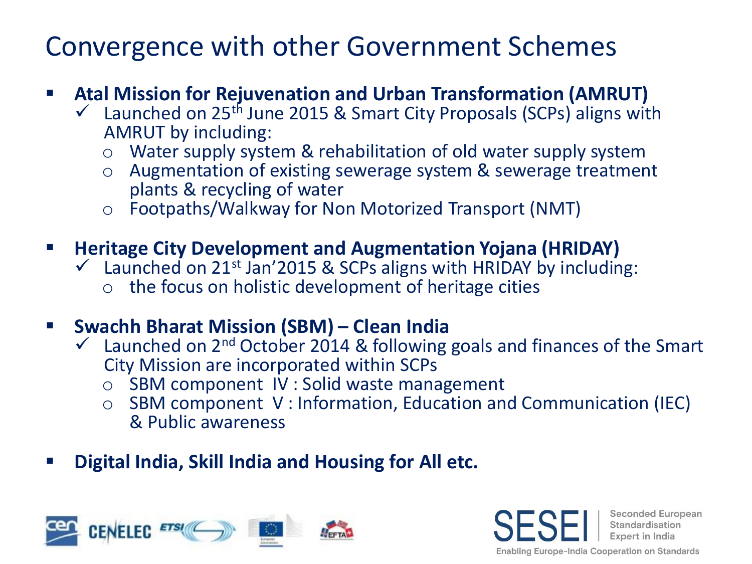# Convergence with other Government Schemes

- **Atal Mission for Rejuvenation and Urban Transformation (AMRUT)**
  - ✓ Launched on 25th June 2015 & Smart City Proposals (SCPs) aligns with AMRUT by including:
    - Water supply system & rehabilitation of old water supply system
    - Augmentation of existing sewerage system & sewerage treatment plants & recycling of water
    - Footpaths/Walkway for Non Motorized Transport (NMT)

- **Heritage City Development and Augmentation Yojana (HRIDAY)**
  - ✓ Launched on 21st Jan'2015 & SCPs aligns with HRIDAY by including:
    - the focus on holistic development of heritage cities

- **Swachh Bharat Mission (SBM) – Clean India**
  - ✓ Launched on 2nd October 2014 & following goals and finances of the Smart City Mission are incorporated within SCPs
    - SBM component IV : Solid waste management
    - SBM component V : Information, Education and Communication (IEC) & Public awareness

- **Digital India, Skill India and Housing for All etc.**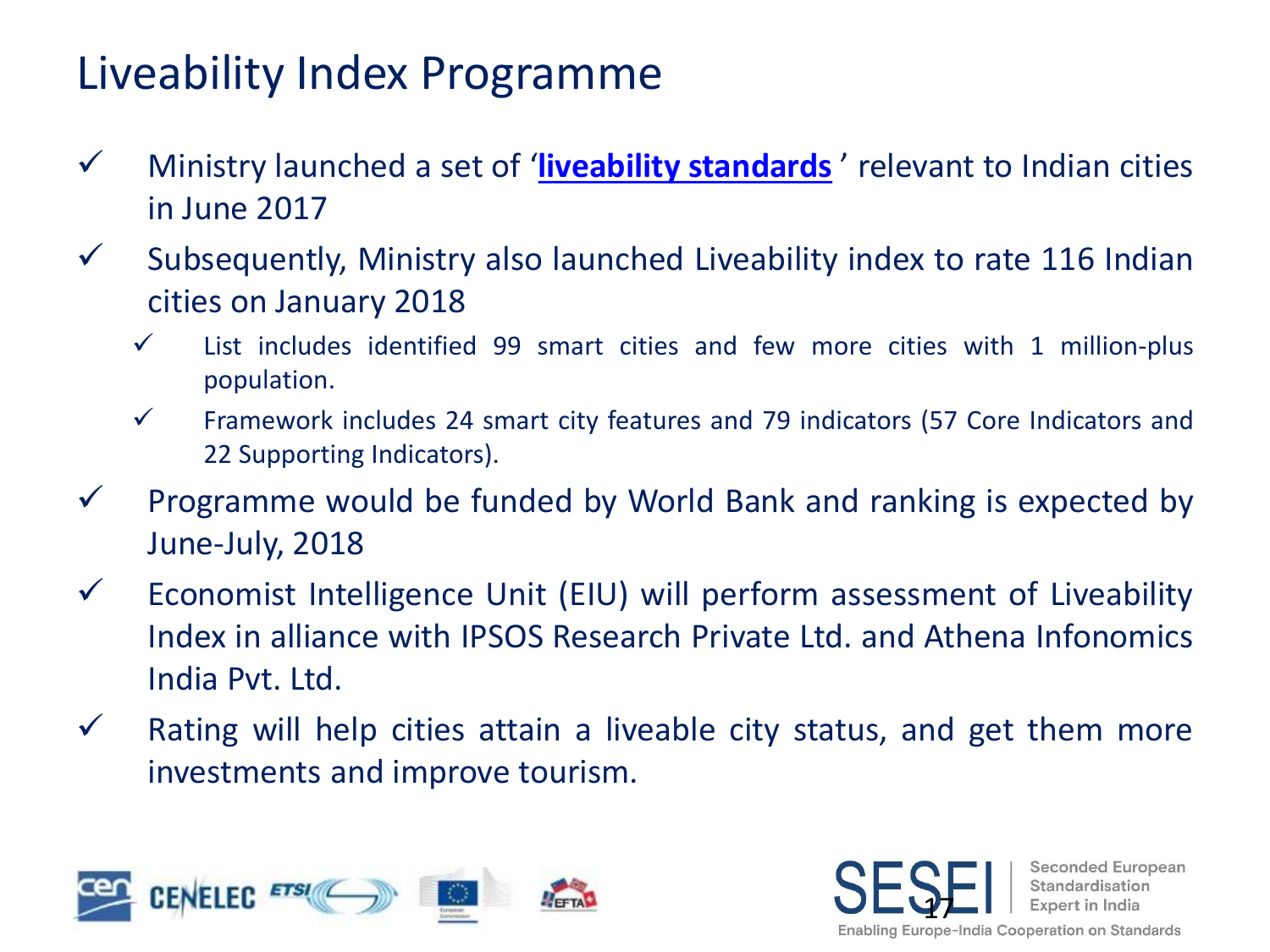# Liveability Index Programme

- ✓ Ministry launched a set of '**liveability standards**' relevant to Indian cities in June 2017
- ✓ Subsequently, Ministry also launched Liveability index to rate 116 Indian cities on January 2018
  - ✓ List includes identified 99 smart cities and few more cities with 1 million-plus population.
  - ✓ Framework includes 24 smart city features and 79 indicators (57 Core Indicators and 22 Supporting Indicators).
- ✓ Programme would be funded by World Bank and ranking is expected by June-July, 2018
- ✓ Economist Intelligence Unit (EIU) will perform assessment of Liveability Index in alliance with IPSOS Research Private Ltd. and Athena Infonomics India Pvt. Ltd.
- ✓ Rating will help cities attain a liveable city status, and get them more investments and improve tourism.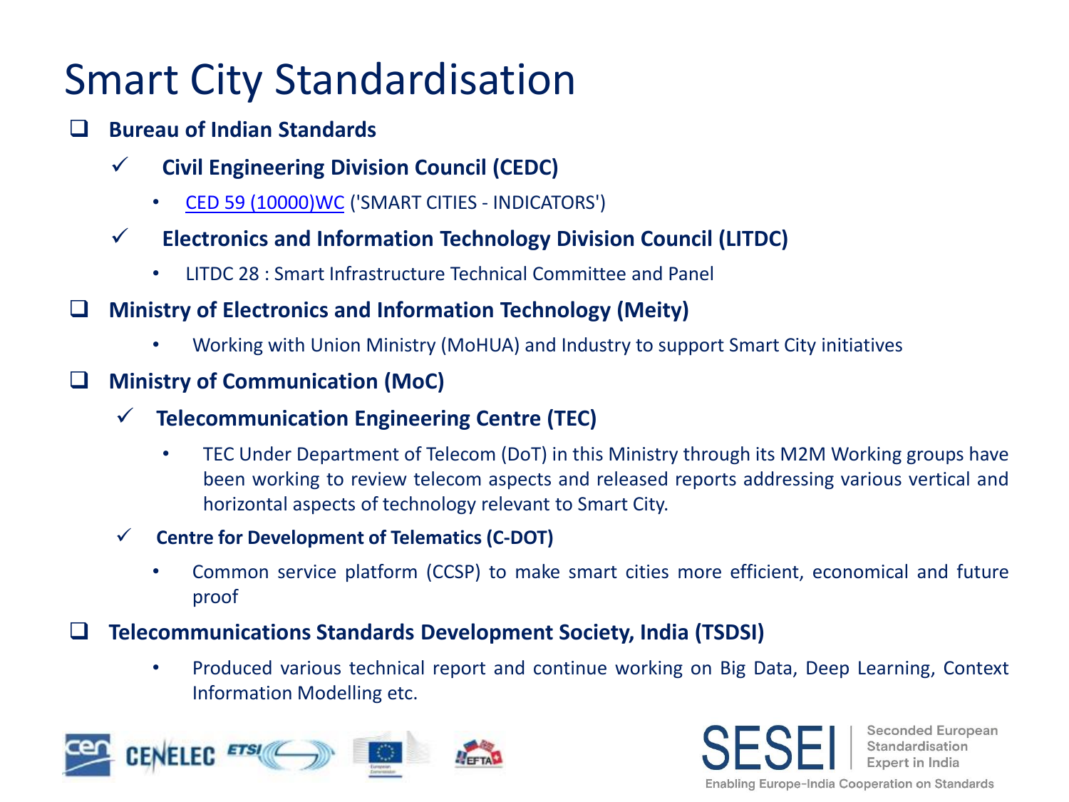# Smart City Standardisation

- **Bureau of Indian Standards**
  - **Civil Engineering Division Council (CEDC)**
    - CED 59 (10000)WC ('SMART CITIES - INDICATORS')
  - **Electronics and Information Technology Division Council (LITDC)**
    - LITDC 28 : Smart Infrastructure Technical Committee and Panel
- **Ministry of Electronics and Information Technology (Meity)**
  - Working with Union Ministry (MoHUA) and Industry to support Smart City initiatives
- **Ministry of Communication (MoC)**
  - **Telecommunication Engineering Centre (TEC)**
    - TEC Under Department of Telecom (DoT) in this Ministry through its M2M Working groups have been working to review telecom aspects and released reports addressing various vertical and horizontal aspects of technology relevant to Smart City.
  - **Centre for Development of Telematics (C-DOT)**
    - Common service platform (CCSP) to make smart cities more efficient, economical and future proof
- **Telecommunications Standards Development Society, India (TSDSI)**
  - Produced various technical report and continue working on Big Data, Deep Learning, Context Information Modelling etc.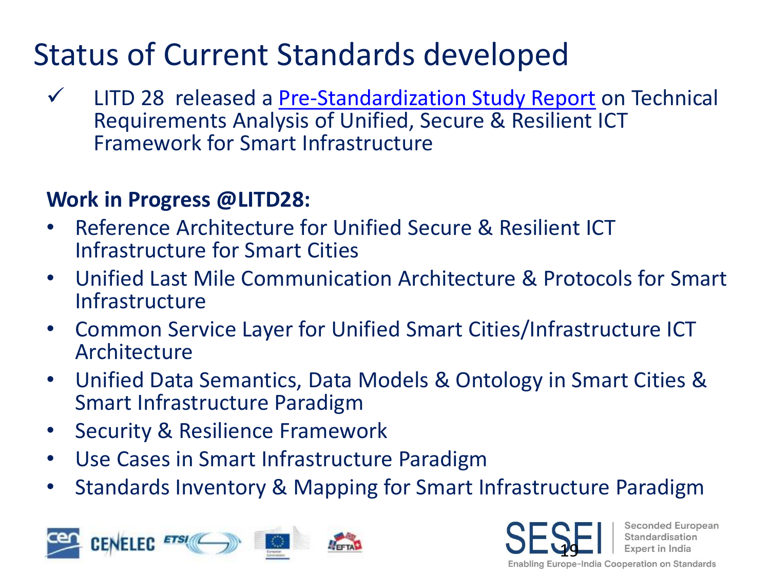# Status of Current Standards developed

- ✓ LITD 28 released a Pre-Standardization Study Report on Technical Requirements Analysis of Unified, Secure & Resilient ICT Framework for Smart Infrastructure

**Work in Progress @LITD28:**

- Reference Architecture for Unified Secure & Resilient ICT Infrastructure for Smart Cities
- Unified Last Mile Communication Architecture & Protocols for Smart Infrastructure
- Common Service Layer for Unified Smart Cities/Infrastructure ICT Architecture
- Unified Data Semantics, Data Models & Ontology in Smart Cities & Smart Infrastructure Paradigm
- Security & Resilience Framework
- Use Cases in Smart Infrastructure Paradigm
- Standards Inventory & Mapping for Smart Infrastructure Paradigm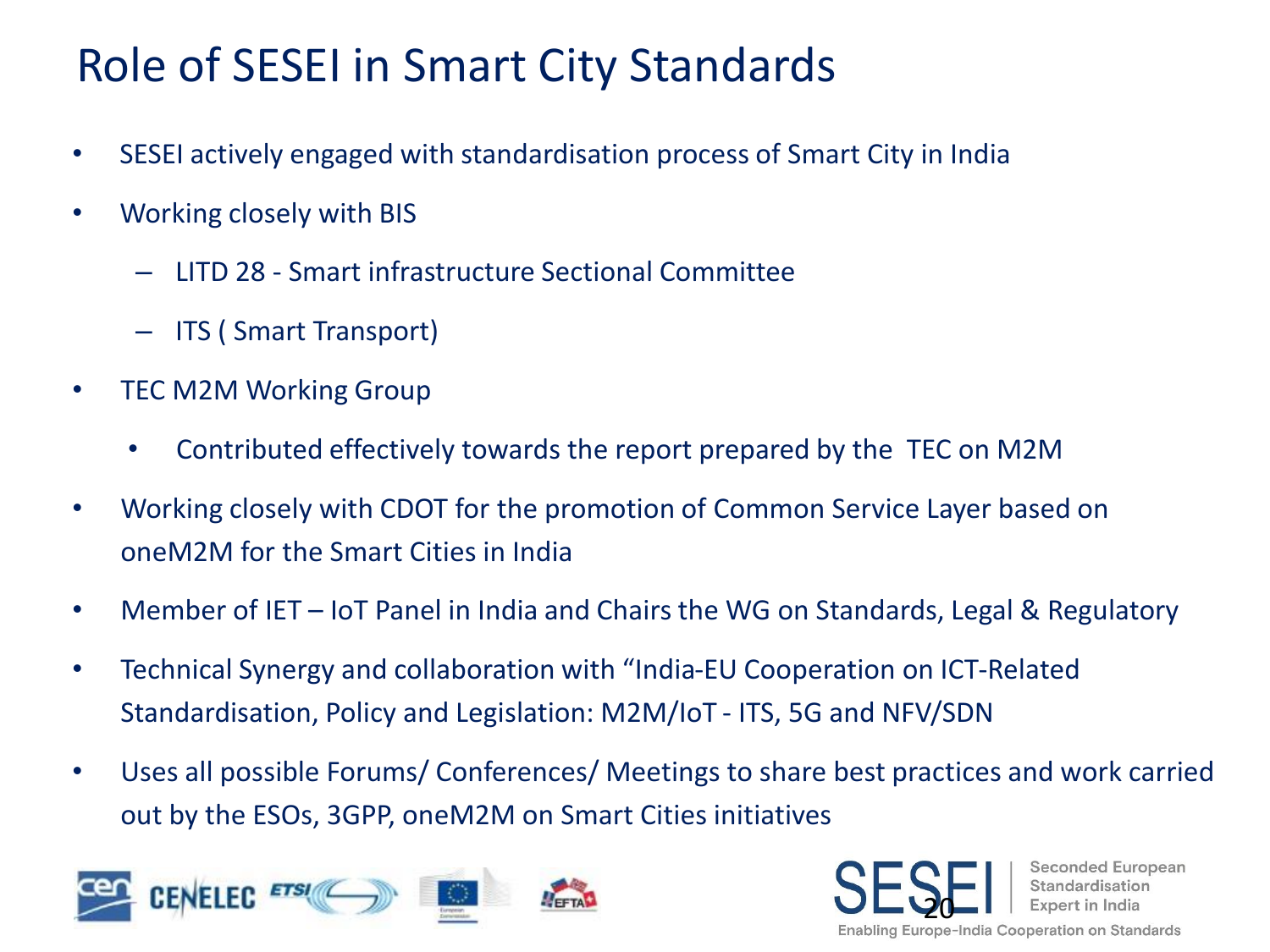# Role of SESEI in Smart City Standards

- SESEI actively engaged with standardisation process of Smart City in India
- Working closely with BIS
  - LITD 28 - Smart infrastructure Sectional Committee
  - ITS ( Smart Transport)
- TEC M2M Working Group
  - Contributed effectively towards the report prepared by the TEC on M2M
- Working closely with CDOT for the promotion of Common Service Layer based on oneM2M for the Smart Cities in India
- Member of IET – IoT Panel in India and Chairs the WG on Standards, Legal & Regulatory
- Technical Synergy and collaboration with "India-EU Cooperation on ICT-Related Standardisation, Policy and Legislation: M2M/IoT - ITS, 5G and NFV/SDN
- Uses all possible Forums/ Conferences/ Meetings to share best practices and work carried out by the ESOs, 3GPP, oneM2M on Smart Cities initiatives

SESEI | Seconded European Standardisation Expert in India

Enabling Europe-India Cooperation on Standards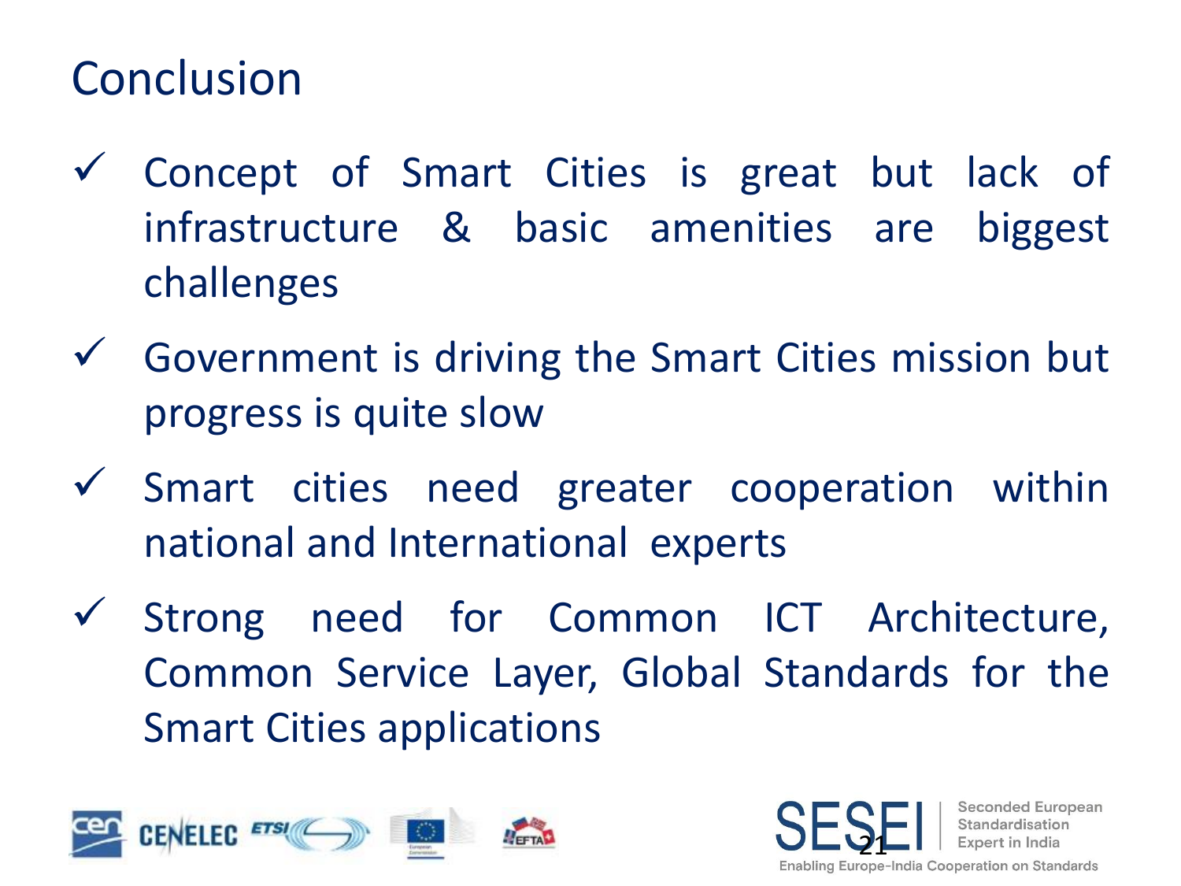# Conclusion

- ✓ Concept of Smart Cities is great but lack of infrastructure & basic amenities are biggest challenges
- ✓ Government is driving the Smart Cities mission but progress is quite slow
- ✓ Smart cities need greater cooperation within national and International experts
- ✓ Strong need for Common ICT Architecture, Common Service Layer, Global Standards for the Smart Cities applications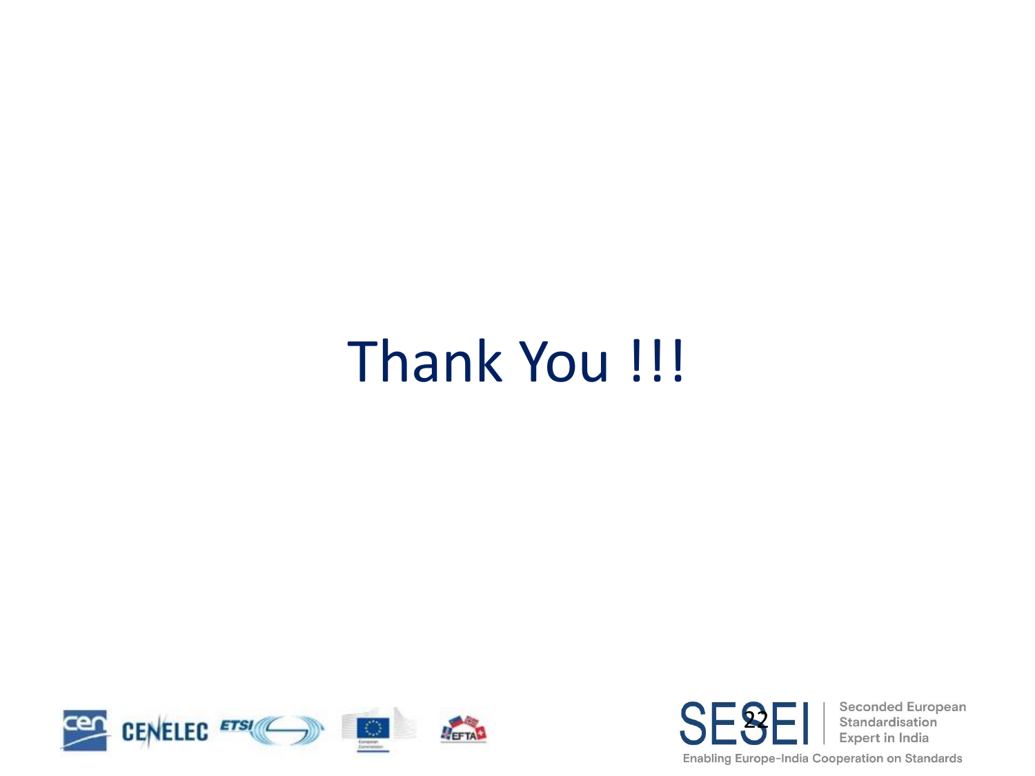# Thank You !!!

SESEI | Seconded European Standardisation Expert in India

Enabling Europe-India Cooperation on Standards